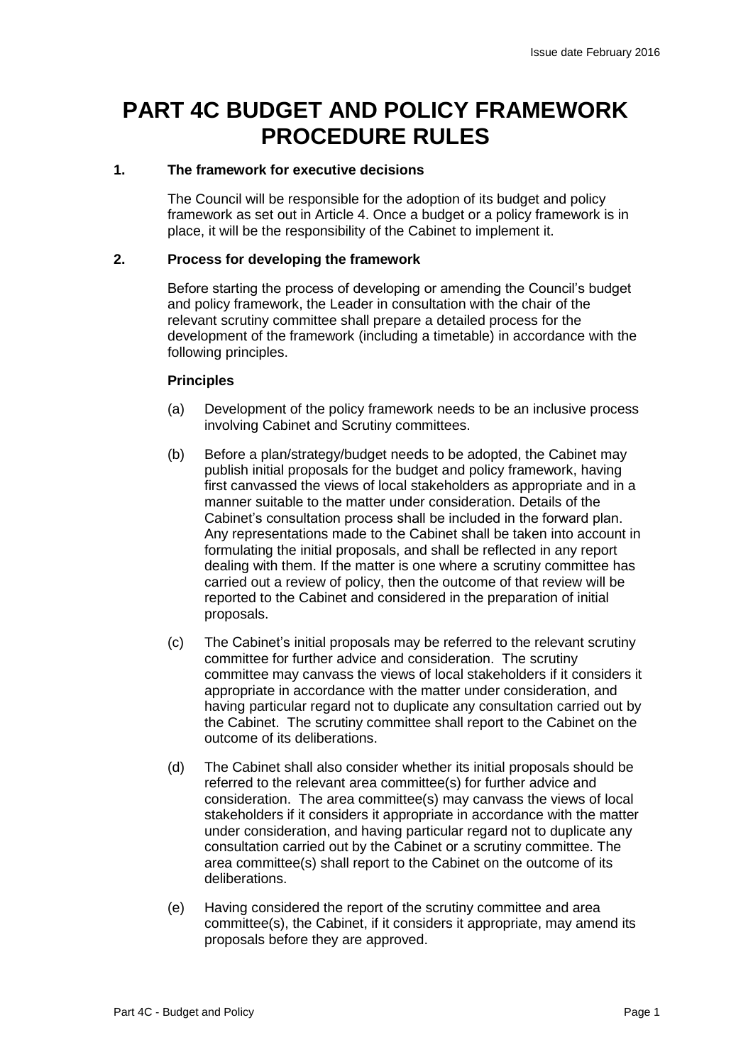# PART 4C BUDGET AND POLICY FRAMEWORK PROCEDURE RULES

## 1. The framework for executive decisions

The Council will be responsible for the adoption of its budget and policy framework as set out in Article 4. Once a budget or a policy framework is in place, it will be the responsibility of the Cabinet to implement it.

## 2. Process for developing the framework

Before starting the process of developing or amending the Council's budget and policy framework, the Leader in consultation with the chair of the relevant scrutiny committee shall prepare a detailed process for the development of the framework (including a timetable) in accordance with the following principles.

### Principles

(a) Development of the policy framework needs to be an inclusive process involving Cabinet and Scrutiny committees.

(b) Before a plan/strategy/budget needs to be adopted, the Cabinet may publish initial proposals for the budget and policy framework, having first canvassed the views of local stakeholders as appropriate and in a manner suitable to the matter under consideration. Details of the Cabinet's consultation process shall be included in the forward plan. Any representations made to the Cabinet shall be taken into account in formulating the initial proposals, and shall be reflected in any report dealing with them. If the matter is one where a scrutiny committee has carried out a review of policy, then the outcome of that review will be reported to the Cabinet and considered in the preparation of initial proposals.

(c) The Cabinet's initial proposals may be referred to the relevant scrutiny committee for further advice and consideration. The scrutiny committee may canvass the views of local stakeholders if it considers it appropriate in accordance with the matter under consideration, and having particular regard not to duplicate any consultation carried out by the Cabinet. The scrutiny committee shall report to the Cabinet on the outcome of its deliberations.

(d) The Cabinet shall also consider whether its initial proposals should be referred to the relevant area committee(s) for further advice and consideration. The area committee(s) may canvass the views of local stakeholders if it considers it appropriate in accordance with the matter under consideration, and having particular regard not to duplicate any consultation carried out by the Cabinet or a scrutiny committee. The area committee(s) shall report to the Cabinet on the outcome of its deliberations.

(e) Having considered the report of the scrutiny committee and area committee(s), the Cabinet, if it considers it appropriate, may amend its proposals before they are approved.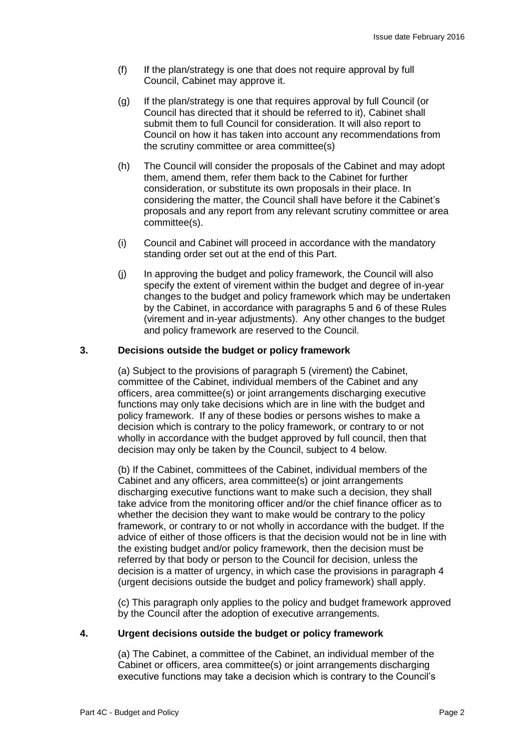(f) If the plan/strategy is one that does not require approval by full Council, Cabinet may approve it.

(g) If the plan/strategy is one that requires approval by full Council (or Council has directed that it should be referred to it), Cabinet shall submit them to full Council for consideration. It will also report to Council on how it has taken into account any recommendations from the scrutiny committee or area committee(s)

(h) The Council will consider the proposals of the Cabinet and may adopt them, amend them, refer them back to the Cabinet for further consideration, or substitute its own proposals in their place. In considering the matter, the Council shall have before it the Cabinet's proposals and any report from any relevant scrutiny committee or area committee(s).

(i) Council and Cabinet will proceed in accordance with the mandatory standing order set out at the end of this Part.

(j) In approving the budget and policy framework, the Council will also specify the extent of virement within the budget and degree of in-year changes to the budget and policy framework which may be undertaken by the Cabinet, in accordance with paragraphs 5 and 6 of these Rules (virement and in-year adjustments). Any other changes to the budget and policy framework are reserved to the Council.

## 3. Decisions outside the budget or policy framework

(a) Subject to the provisions of paragraph 5 (virement) the Cabinet, committee of the Cabinet, individual members of the Cabinet and any officers, area committee(s) or joint arrangements discharging executive functions may only take decisions which are in line with the budget and policy framework. If any of these bodies or persons wishes to make a decision which is contrary to the policy framework, or contrary to or not wholly in accordance with the budget approved by full council, then that decision may only be taken by the Council, subject to 4 below.

(b) If the Cabinet, committees of the Cabinet, individual members of the Cabinet and any officers, area committee(s) or joint arrangements discharging executive functions want to make such a decision, they shall take advice from the monitoring officer and/or the chief finance officer as to whether the decision they want to make would be contrary to the policy framework, or contrary to or not wholly in accordance with the budget. If the advice of either of those officers is that the decision would not be in line with the existing budget and/or policy framework, then the decision must be referred by that body or person to the Council for decision, unless the decision is a matter of urgency, in which case the provisions in paragraph 4 (urgent decisions outside the budget and policy framework) shall apply.

(c) This paragraph only applies to the policy and budget framework approved by the Council after the adoption of executive arrangements.

## 4. Urgent decisions outside the budget or policy framework

(a) The Cabinet, a committee of the Cabinet, an individual member of the Cabinet or officers, area committee(s) or joint arrangements discharging executive functions may take a decision which is contrary to the Council's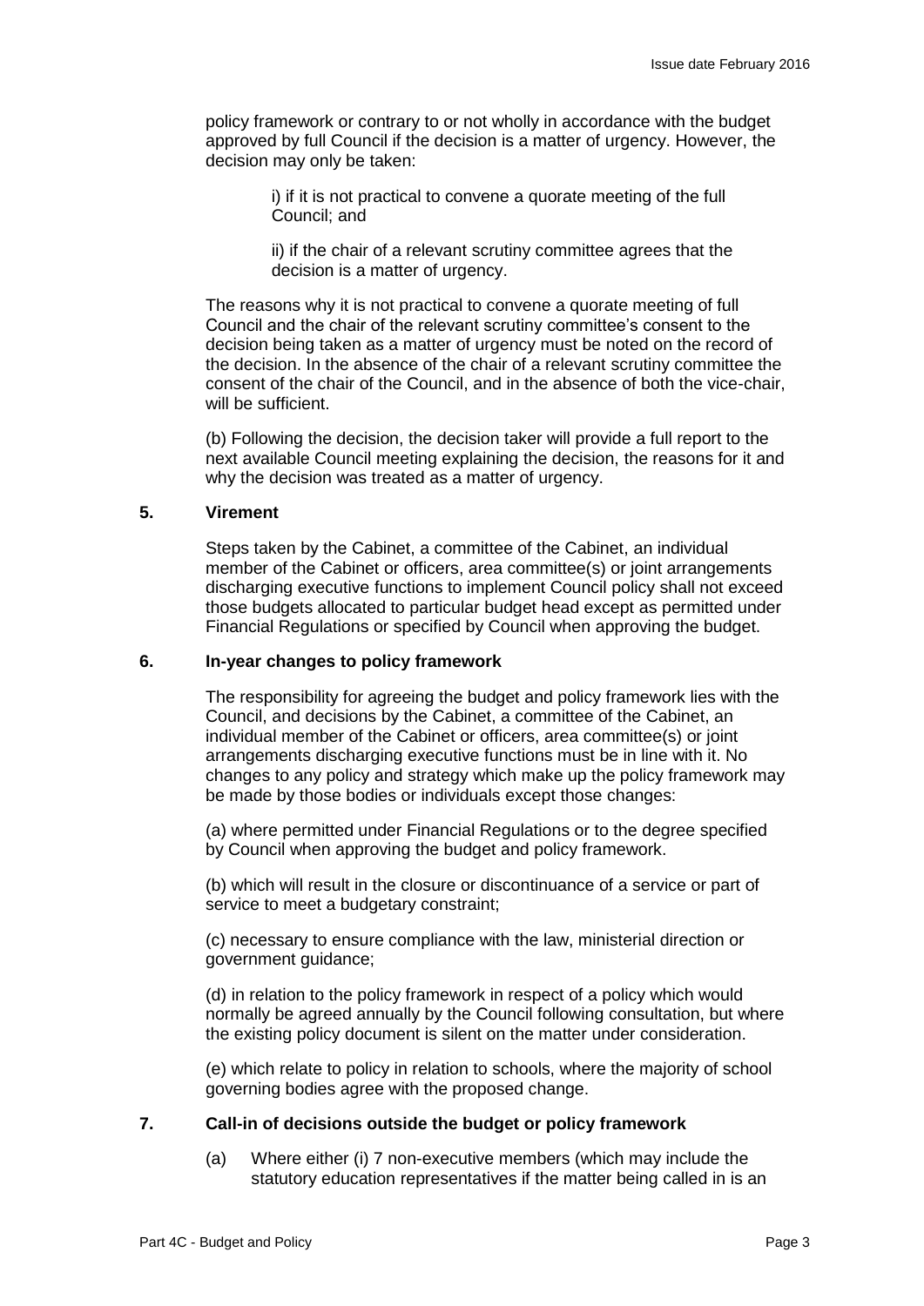policy framework or contrary to or not wholly in accordance with the budget approved by full Council if the decision is a matter of urgency. However, the decision may only be taken:

i) if it is not practical to convene a quorate meeting of the full Council; and

ii) if the chair of a relevant scrutiny committee agrees that the decision is a matter of urgency.

The reasons why it is not practical to convene a quorate meeting of full Council and the chair of the relevant scrutiny committee's consent to the decision being taken as a matter of urgency must be noted on the record of the decision. In the absence of the chair of a relevant scrutiny committee the consent of the chair of the Council, and in the absence of both the vice-chair, will be sufficient.

(b) Following the decision, the decision taker will provide a full report to the next available Council meeting explaining the decision, the reasons for it and why the decision was treated as a matter of urgency.

## 5. Virement

Steps taken by the Cabinet, a committee of the Cabinet, an individual member of the Cabinet or officers, area committee(s) or joint arrangements discharging executive functions to implement Council policy shall not exceed those budgets allocated to particular budget head except as permitted under Financial Regulations or specified by Council when approving the budget.

## 6. In-year changes to policy framework

The responsibility for agreeing the budget and policy framework lies with the Council, and decisions by the Cabinet, a committee of the Cabinet, an individual member of the Cabinet or officers, area committee(s) or joint arrangements discharging executive functions must be in line with it. No changes to any policy and strategy which make up the policy framework may be made by those bodies or individuals except those changes:

(a) where permitted under Financial Regulations or to the degree specified by Council when approving the budget and policy framework.

(b) which will result in the closure or discontinuance of a service or part of service to meet a budgetary constraint;

(c) necessary to ensure compliance with the law, ministerial direction or government guidance;

(d) in relation to the policy framework in respect of a policy which would normally be agreed annually by the Council following consultation, but where the existing policy document is silent on the matter under consideration.

(e) which relate to policy in relation to schools, where the majority of school governing bodies agree with the proposed change.

## 7. Call-in of decisions outside the budget or policy framework

(a) Where either (i) 7 non-executive members (which may include the statutory education representatives if the matter being called in is an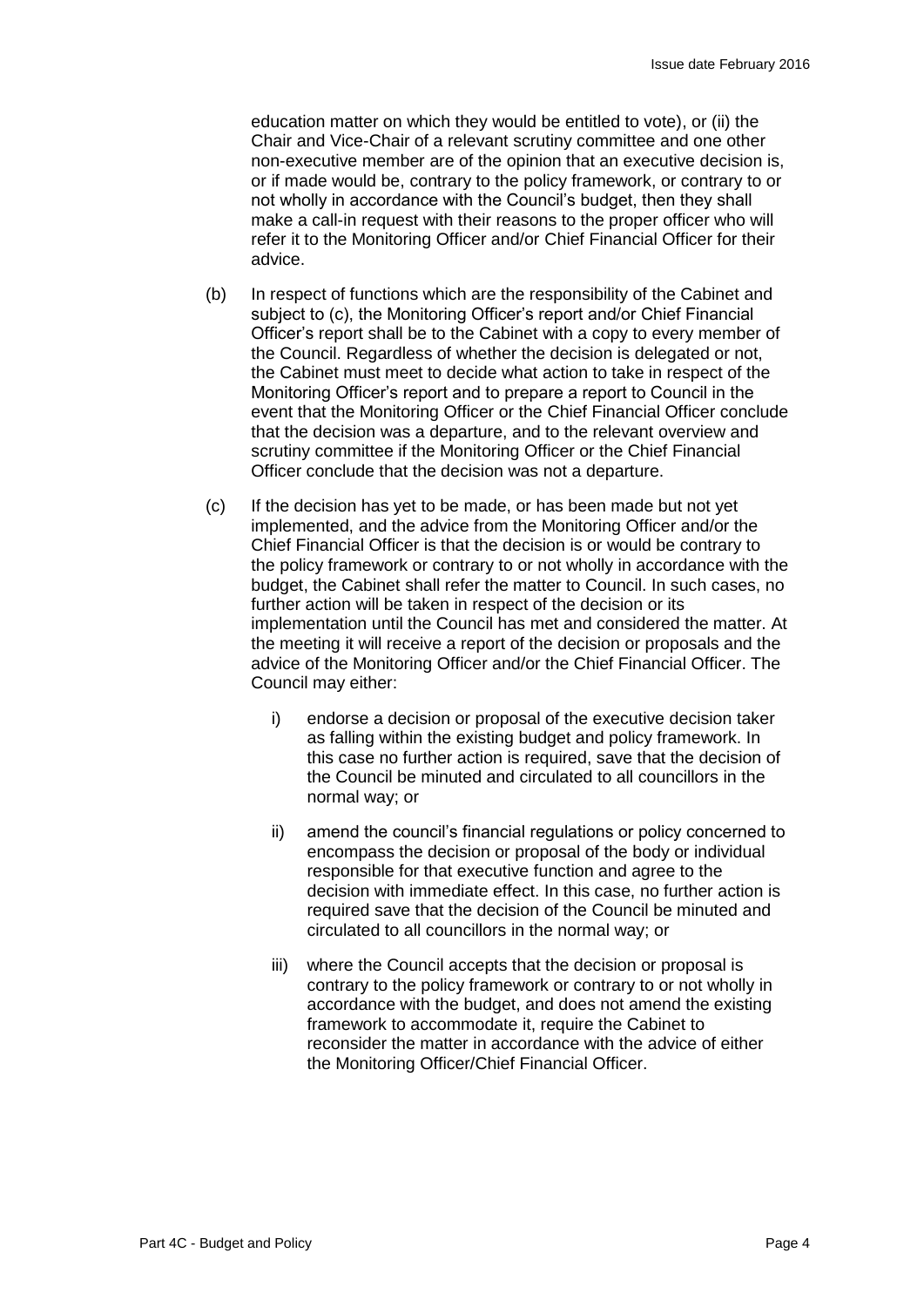education matter on which they would be entitled to vote), or (ii) the Chair and Vice-Chair of a relevant scrutiny committee and one other non-executive member are of the opinion that an executive decision is, or if made would be, contrary to the policy framework, or contrary to or not wholly in accordance with the Council's budget, then they shall make a call-in request with their reasons to the proper officer who will refer it to the Monitoring Officer and/or Chief Financial Officer for their advice.

(b) In respect of functions which are the responsibility of the Cabinet and subject to (c), the Monitoring Officer's report and/or Chief Financial Officer's report shall be to the Cabinet with a copy to every member of the Council. Regardless of whether the decision is delegated or not, the Cabinet must meet to decide what action to take in respect of the Monitoring Officer's report and to prepare a report to Council in the event that the Monitoring Officer or the Chief Financial Officer conclude that the decision was a departure, and to the relevant overview and scrutiny committee if the Monitoring Officer or the Chief Financial Officer conclude that the decision was not a departure.

(c) If the decision has yet to be made, or has been made but not yet implemented, and the advice from the Monitoring Officer and/or the Chief Financial Officer is that the decision is or would be contrary to the policy framework or contrary to or not wholly in accordance with the budget, the Cabinet shall refer the matter to Council. In such cases, no further action will be taken in respect of the decision or its implementation until the Council has met and considered the matter. At the meeting it will receive a report of the decision or proposals and the advice of the Monitoring Officer and/or the Chief Financial Officer. The Council may either:

   i) endorse a decision or proposal of the executive decision taker as falling within the existing budget and policy framework. In this case no further action is required, save that the decision of the Council be minuted and circulated to all councillors in the normal way; or

   ii) amend the council's financial regulations or policy concerned to encompass the decision or proposal of the body or individual responsible for that executive function and agree to the decision with immediate effect. In this case, no further action is required save that the decision of the Council be minuted and circulated to all councillors in the normal way; or

   iii) where the Council accepts that the decision or proposal is contrary to the policy framework or contrary to or not wholly in accordance with the budget, and does not amend the existing framework to accommodate it, require the Cabinet to reconsider the matter in accordance with the advice of either the Monitoring Officer/Chief Financial Officer.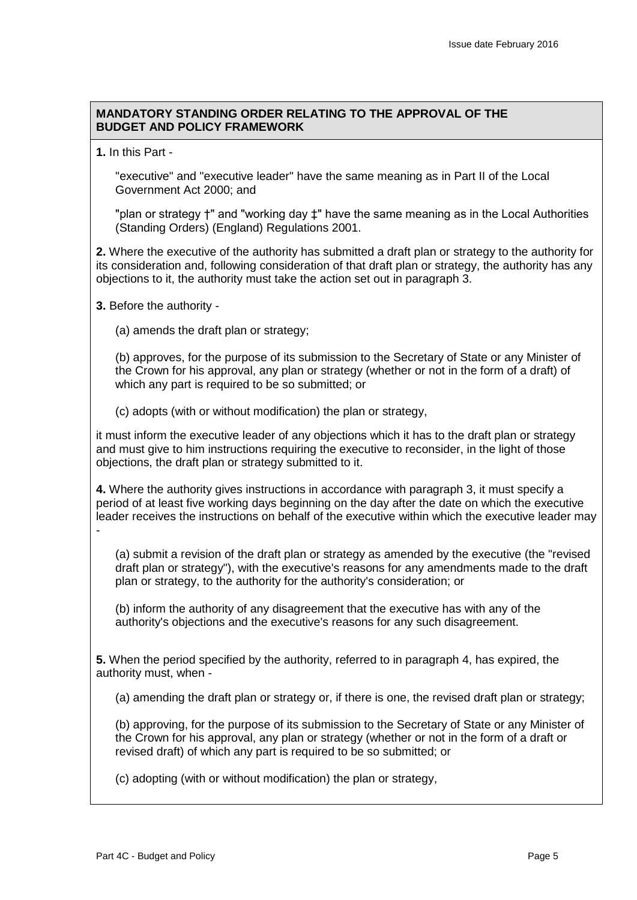## MANDATORY STANDING ORDER RELATING TO THE APPROVAL OF THE BUDGET AND POLICY FRAMEWORK

**1.** In this Part -

"executive" and "executive leader" have the same meaning as in Part II of the Local Government Act 2000; and

"plan or strategy †" and "working day ‡" have the same meaning as in the Local Authorities (Standing Orders) (England) Regulations 2001.

**2.** Where the executive of the authority has submitted a draft plan or strategy to the authority for its consideration and, following consideration of that draft plan or strategy, the authority has any objections to it, the authority must take the action set out in paragraph 3.

**3.** Before the authority -

(a) amends the draft plan or strategy;

(b) approves, for the purpose of its submission to the Secretary of State or any Minister of the Crown for his approval, any plan or strategy (whether or not in the form of a draft) of which any part is required to be so submitted; or

(c) adopts (with or without modification) the plan or strategy,

it must inform the executive leader of any objections which it has to the draft plan or strategy and must give to him instructions requiring the executive to reconsider, in the light of those objections, the draft plan or strategy submitted to it.

**4.** Where the authority gives instructions in accordance with paragraph 3, it must specify a period of at least five working days beginning on the day after the date on which the executive leader receives the instructions on behalf of the executive within which the executive leader may -

(a) submit a revision of the draft plan or strategy as amended by the executive (the "revised draft plan or strategy"), with the executive's reasons for any amendments made to the draft plan or strategy, to the authority for the authority's consideration; or

(b) inform the authority of any disagreement that the executive has with any of the authority's objections and the executive's reasons for any such disagreement.

**5.** When the period specified by the authority, referred to in paragraph 4, has expired, the authority must, when -

(a) amending the draft plan or strategy or, if there is one, the revised draft plan or strategy;

(b) approving, for the purpose of its submission to the Secretary of State or any Minister of the Crown for his approval, any plan or strategy (whether or not in the form of a draft or revised draft) of which any part is required to be so submitted; or

(c) adopting (with or without modification) the plan or strategy,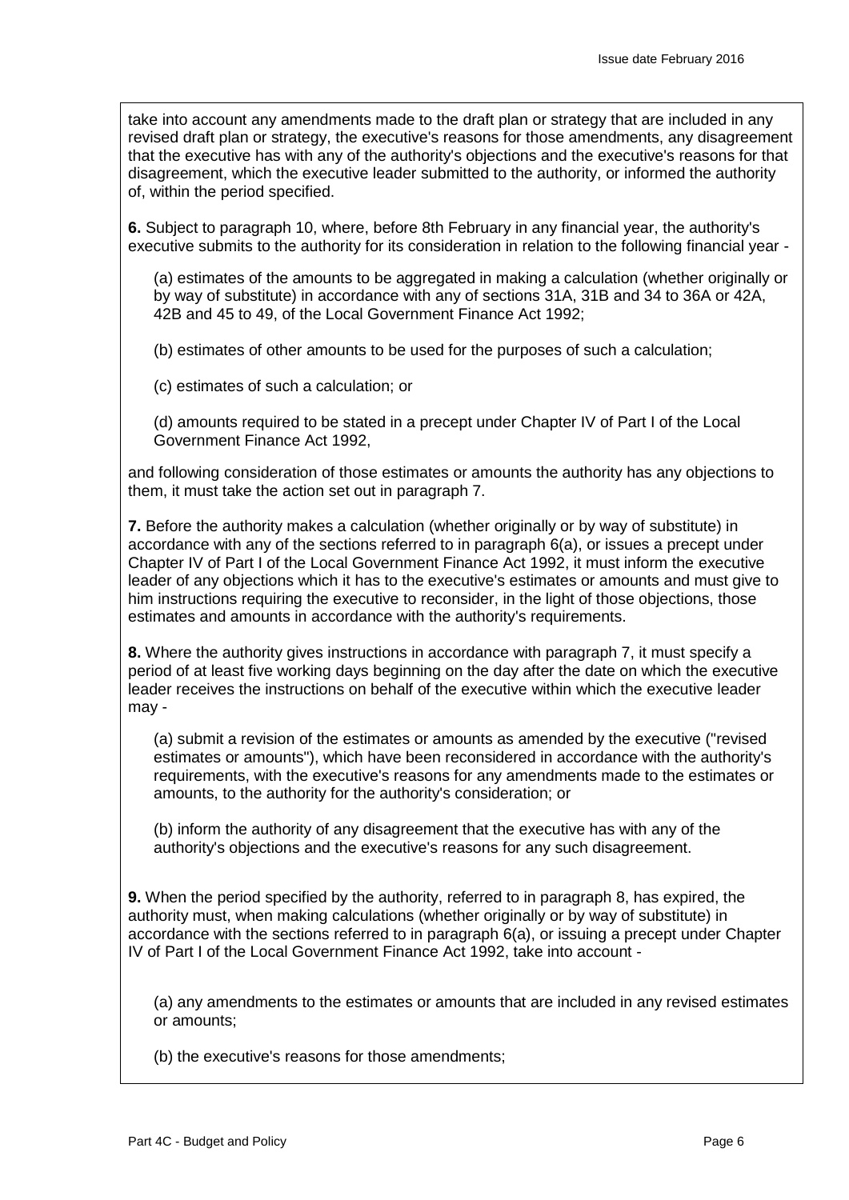take into account any amendments made to the draft plan or strategy that are included in any revised draft plan or strategy, the executive's reasons for those amendments, any disagreement that the executive has with any of the authority's objections and the executive's reasons for that disagreement, which the executive leader submitted to the authority, or informed the authority of, within the period specified.

**6.** Subject to paragraph 10, where, before 8th February in any financial year, the authority's executive submits to the authority for its consideration in relation to the following financial year -

(a) estimates of the amounts to be aggregated in making a calculation (whether originally or by way of substitute) in accordance with any of sections 31A, 31B and 34 to 36A or 42A, 42B and 45 to 49, of the Local Government Finance Act 1992;

(b) estimates of other amounts to be used for the purposes of such a calculation;

(c) estimates of such a calculation; or

(d) amounts required to be stated in a precept under Chapter IV of Part I of the Local Government Finance Act 1992,

and following consideration of those estimates or amounts the authority has any objections to them, it must take the action set out in paragraph 7.

**7.** Before the authority makes a calculation (whether originally or by way of substitute) in accordance with any of the sections referred to in paragraph 6(a), or issues a precept under Chapter IV of Part I of the Local Government Finance Act 1992, it must inform the executive leader of any objections which it has to the executive's estimates or amounts and must give to him instructions requiring the executive to reconsider, in the light of those objections, those estimates and amounts in accordance with the authority's requirements.

**8.** Where the authority gives instructions in accordance with paragraph 7, it must specify a period of at least five working days beginning on the day after the date on which the executive leader receives the instructions on behalf of the executive within which the executive leader may -

(a) submit a revision of the estimates or amounts as amended by the executive ("revised estimates or amounts"), which have been reconsidered in accordance with the authority's requirements, with the executive's reasons for any amendments made to the estimates or amounts, to the authority for the authority's consideration; or

(b) inform the authority of any disagreement that the executive has with any of the authority's objections and the executive's reasons for any such disagreement.

**9.** When the period specified by the authority, referred to in paragraph 8, has expired, the authority must, when making calculations (whether originally or by way of substitute) in accordance with the sections referred to in paragraph 6(a), or issuing a precept under Chapter IV of Part I of the Local Government Finance Act 1992, take into account -

(a) any amendments to the estimates or amounts that are included in any revised estimates or amounts;

(b) the executive's reasons for those amendments;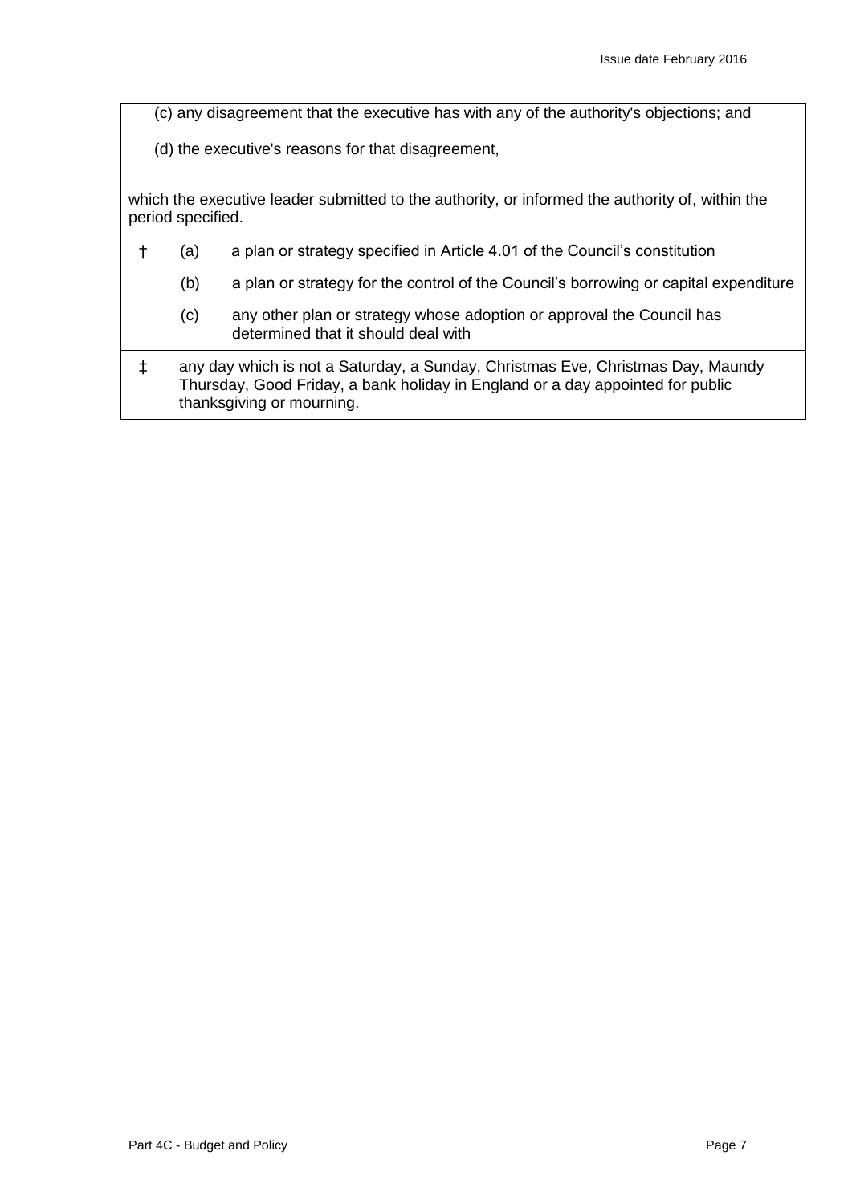(c) any disagreement that the executive has with any of the authority's objections; and

(d) the executive's reasons for that disagreement,

which the executive leader submitted to the authority, or informed the authority of, within the period specified.

| | | |
|---|---|---|
| † | (a) | a plan or strategy specified in Article 4.01 of the Council's constitution |
| | (b) | a plan or strategy for the control of the Council's borrowing or capital expenditure |
| | (c) | any other plan or strategy whose adoption or approval the Council has determined that it should deal with |
| ‡ | | any day which is not a Saturday, a Sunday, Christmas Eve, Christmas Day, Maundy Thursday, Good Friday, a bank holiday in England or a day appointed for public thanksgiving or mourning. |